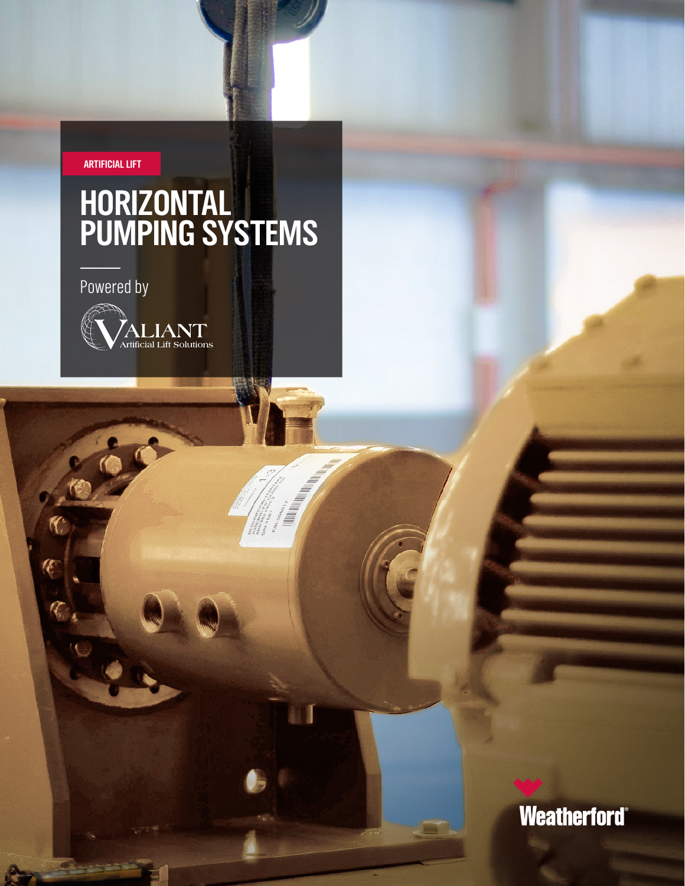ARTIFICIAL LIFT

# HORIZONTAL PUMPING SYSTEMS

Powered by

VALIANT
Artificial Lift Solutions

Weatherford®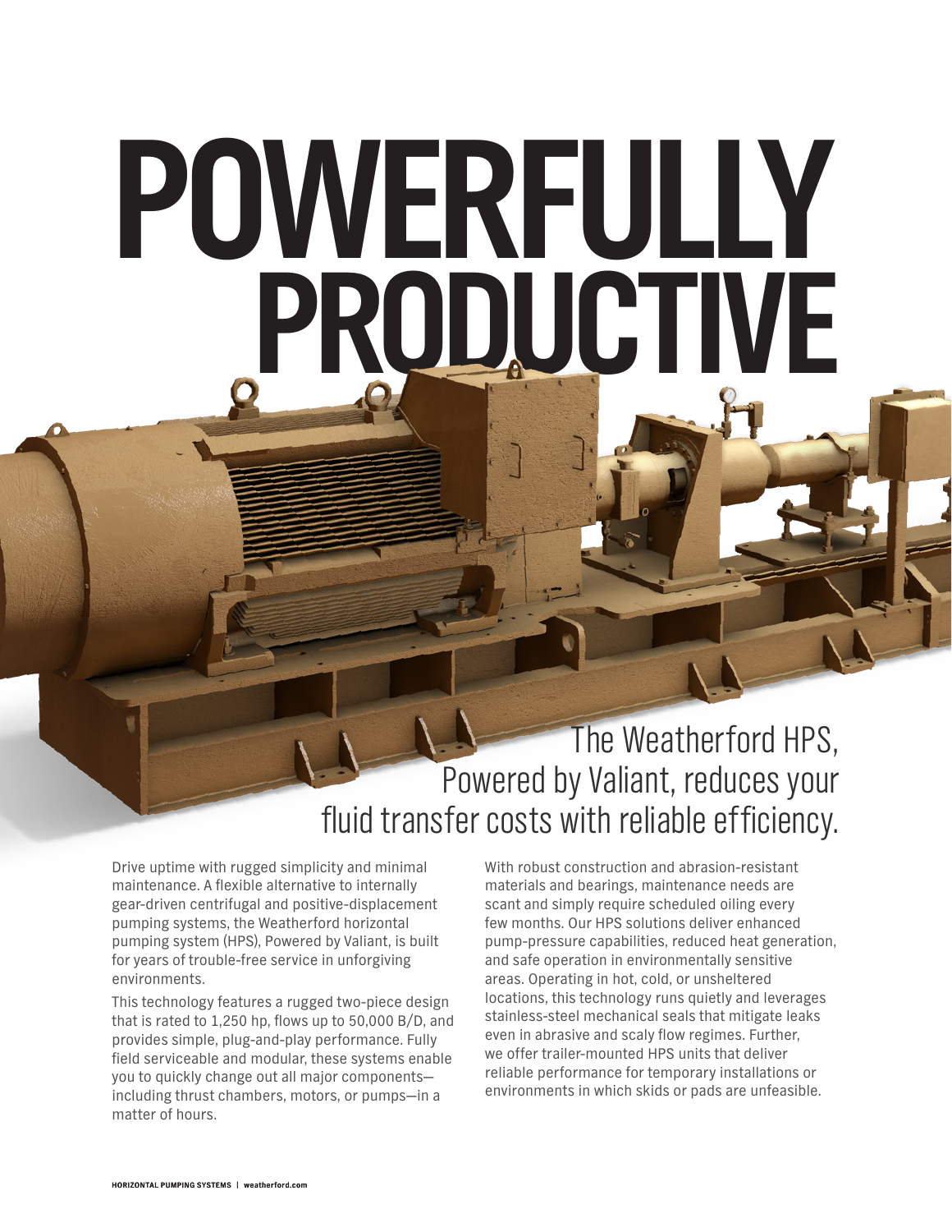# POWERFULLY PRODUCTIVE

## The Weatherford HPS, Powered by Valiant, reduces your fluid transfer costs with reliable efficiency.

Drive uptime with rugged simplicity and minimal maintenance. A flexible alternative to internally gear-driven centrifugal and positive-displacement pumping systems, the Weatherford horizontal pumping system (HPS), Powered by Valiant, is built for years of trouble-free service in unforgiving environments.

This technology features a rugged two-piece design that is rated to 1,250 hp, flows up to 50,000 B/D, and provides simple, plug-and-play performance. Fully field serviceable and modular, these systems enable you to quickly change out all major components—including thrust chambers, motors, or pumps—in a matter of hours.

With robust construction and abrasion-resistant materials and bearings, maintenance needs are scant and simply require scheduled oiling every few months. Our HPS solutions deliver enhanced pump-pressure capabilities, reduced heat generation, and safe operation in environmentally sensitive areas. Operating in hot, cold, or unsheltered locations, this technology runs quietly and leverages stainless-steel mechanical seals that mitigate leaks even in abrasive and scaly flow regimes. Further, we offer trailer-mounted HPS units that deliver reliable performance for temporary installations or environments in which skids or pads are unfeasible.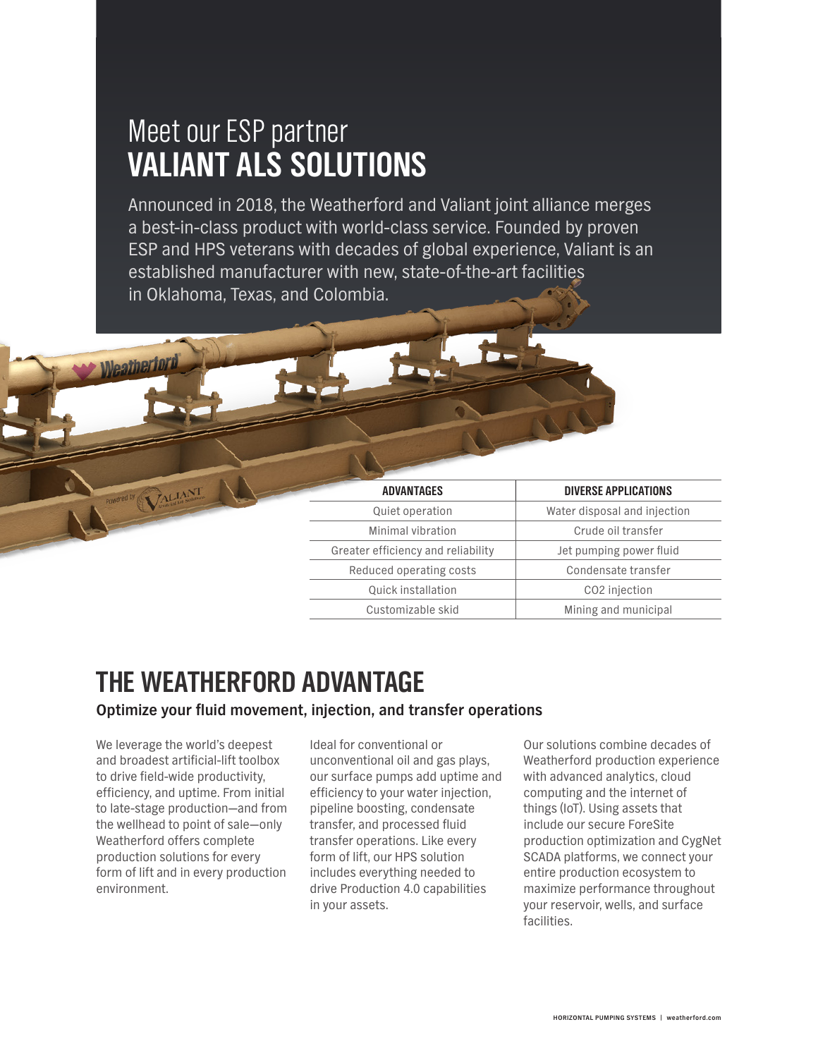# Meet our ESP partner
# VALIANT ALS SOLUTIONS

Announced in 2018, the Weatherford and Valiant joint alliance merges a best-in-class product with world-class service. Founded by proven ESP and HPS veterans with decades of global experience, Valiant is an established manufacturer with new, state-of-the-art facilities in Oklahoma, Texas, and Colombia.

| ADVANTAGES | DIVERSE APPLICATIONS |
|---|---|
| Quiet operation | Water disposal and injection |
| Minimal vibration | Crude oil transfer |
| Greater efficiency and reliability | Jet pumping power fluid |
| Reduced operating costs | Condensate transfer |
| Quick installation | $CO_2$ injection |
| Customizable skid | Mining and municipal |

## THE WEATHERFORD ADVANTAGE

**Optimize your fluid movement, injection, and transfer operations**

We leverage the world's deepest and broadest artificial-lift toolbox to drive field-wide productivity, efficiency, and uptime. From initial to late-stage production—and from the wellhead to point of sale—only Weatherford offers complete production solutions for every form of lift and in every production environment.

Ideal for conventional or unconventional oil and gas plays, our surface pumps add uptime and efficiency to your water injection, pipeline boosting, condensate transfer, and processed fluid transfer operations. Like every form of lift, our HPS solution includes everything needed to drive Production 4.0 capabilities in your assets.

Our solutions combine decades of Weatherford production experience with advanced analytics, cloud computing and the internet of things (IoT). Using assets that include our secure ForeSite production optimization and CygNet SCADA platforms, we connect your entire production ecosystem to maximize performance throughout your reservoir, wells, and surface facilities.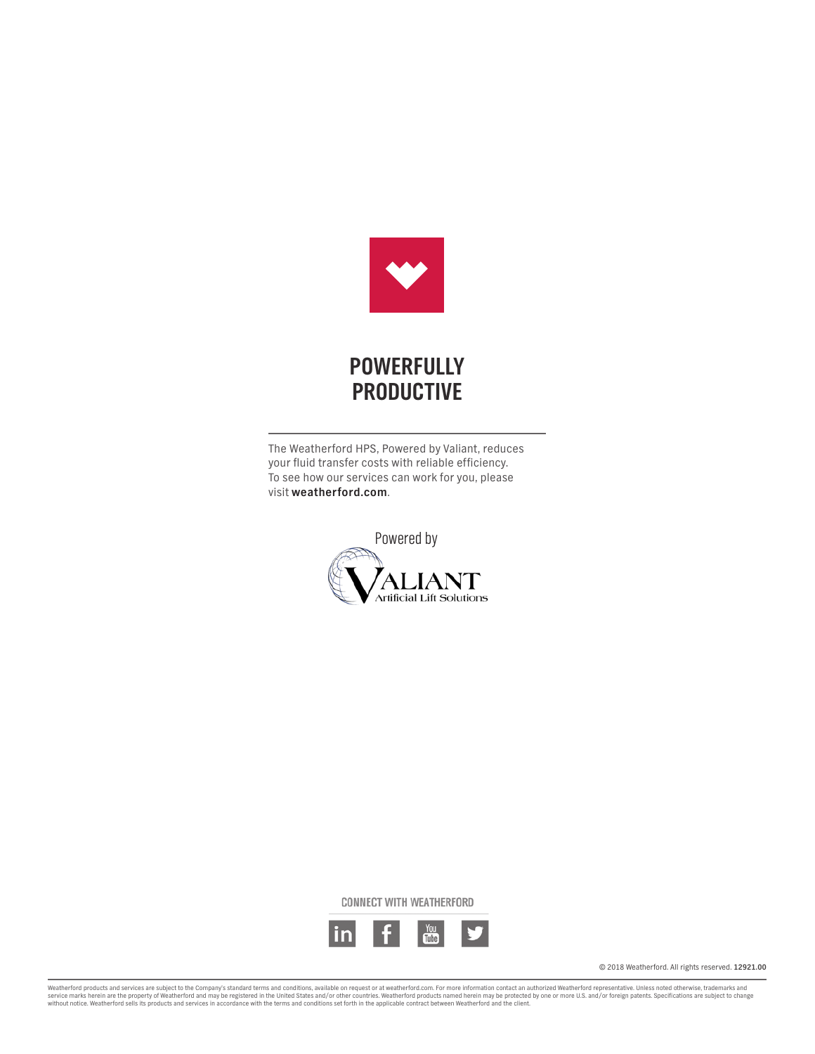# POWERFULLY PRODUCTIVE

The Weatherford HPS, Powered by Valiant, reduces your fluid transfer costs with reliable efficiency. To see how our services can work for you, please visit **weatherford.com**.

Powered by

VALIANT Artificial Lift Solutions

CONNECT WITH WEATHERFORD

© 2018 Weatherford. All rights reserved. **12921.00**

Weatherford products and services are subject to the Company's standard terms and conditions, available on request or at weatherford.com. For more information contact an authorized Weatherford representative. Unless noted otherwise, trademarks and service marks herein are the property of Weatherford and may be registered in the United States and/or other countries. Weatherford products named herein may be protected by one or more U.S. and/or foreign patents. Specifications are subject to change without notice. Weatherford sells its products and services in accordance with the terms and conditions set forth in the applicable contract between Weatherford and the client.